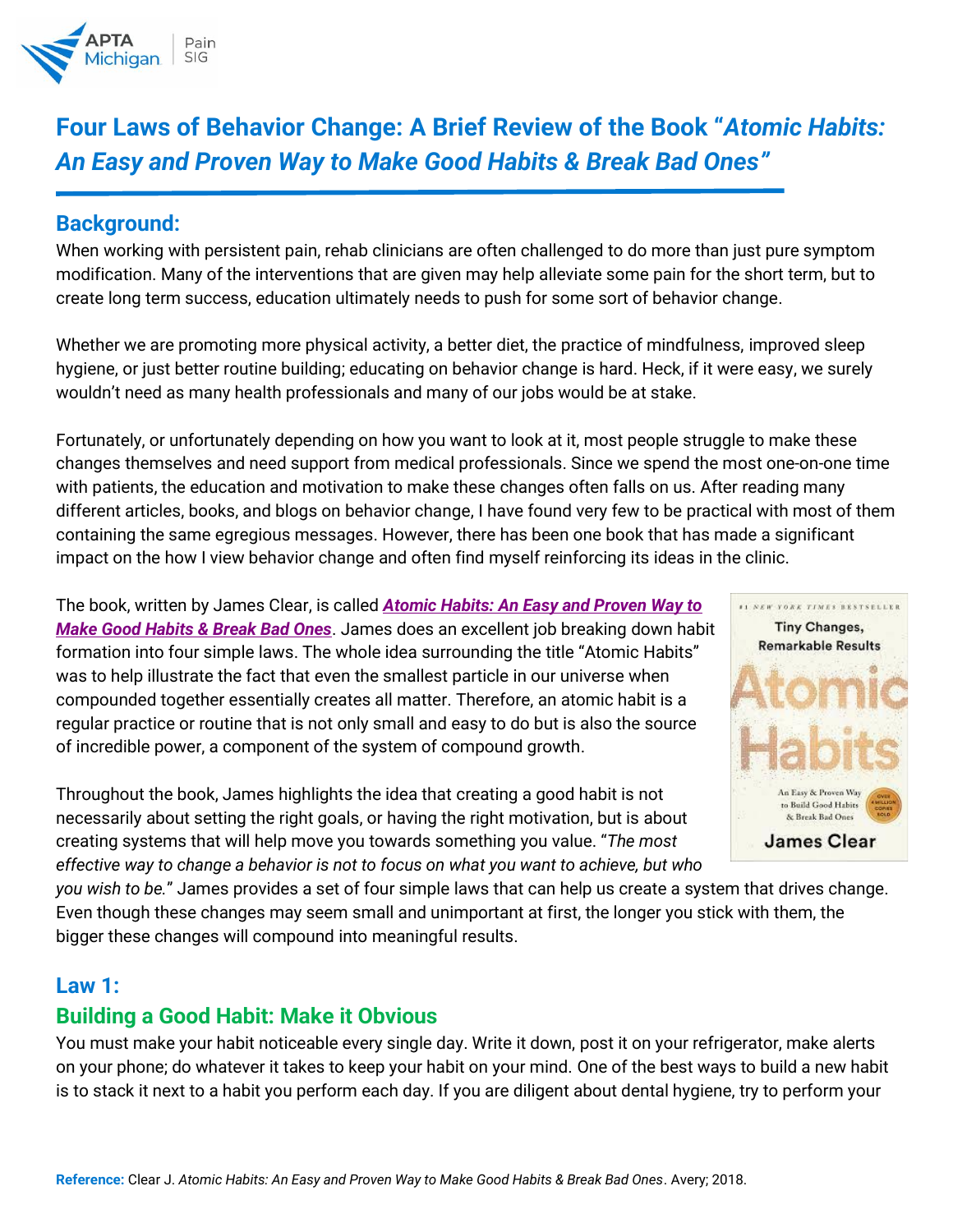# Four Laws of Behavior Change: A Brief Review of the Book "*Atomic Habits: An Easy and Proven Way to Make Good Habits & Break Bad Ones*"

## Background:

When working with persistent pain, rehab clinicians are often challenged to do more than just pure symptom modification. Many of the interventions that are given may help alleviate some pain for the short term, but to create long term success, education ultimately needs to push for some sort of behavior change.

Whether we are promoting more physical activity, a better diet, the practice of mindfulness, improved sleep hygiene, or just better routine building; educating on behavior change is hard. Heck, if it were easy, we surely wouldn't need as many health professionals and many of our jobs would be at stake.

Fortunately, or unfortunately depending on how you want to look at it, most people struggle to make these changes themselves and need support from medical professionals. Since we spend the most one-on-one time with patients, the education and motivation to make these changes often falls on us. After reading many different articles, books, and blogs on behavior change, I have found very few to be practical with most of them containing the same egregious messages. However, there has been one book that has made a significant impact on the how I view behavior change and often find myself reinforcing its ideas in the clinic.

The book, written by James Clear, is called ***Atomic Habits: An Easy and Proven Way to Make Good Habits & Break Bad Ones***. James does an excellent job breaking down habit formation into four simple laws. The whole idea surrounding the title "Atomic Habits" was to help illustrate the fact that even the smallest particle in our universe when compounded together essentially creates all matter. Therefore, an atomic habit is a regular practice or routine that is not only small and easy to do but is also the source of incredible power, a component of the system of compound growth.

Throughout the book, James highlights the idea that creating a good habit is not necessarily about setting the right goals, or having the right motivation, but is about creating systems that will help move you towards something you value. "*The most effective way to change a behavior is not to focus on what you want to achieve, but who you wish to be.*" James provides a set of four simple laws that can help us create a system that drives change. Even though these changes may seem small and unimportant at first, the longer you stick with them, the bigger these changes will compound into meaningful results.

## Law 1:

### Building a Good Habit: Make it Obvious

You must make your habit noticeable every single day. Write it down, post it on your refrigerator, make alerts on your phone; do whatever it takes to keep your habit on your mind. One of the best ways to build a new habit is to stack it next to a habit you perform each day. If you are diligent about dental hygiene, try to perform your

**Reference:** Clear J. *Atomic Habits: An Easy and Proven Way to Make Good Habits & Break Bad Ones*. Avery; 2018.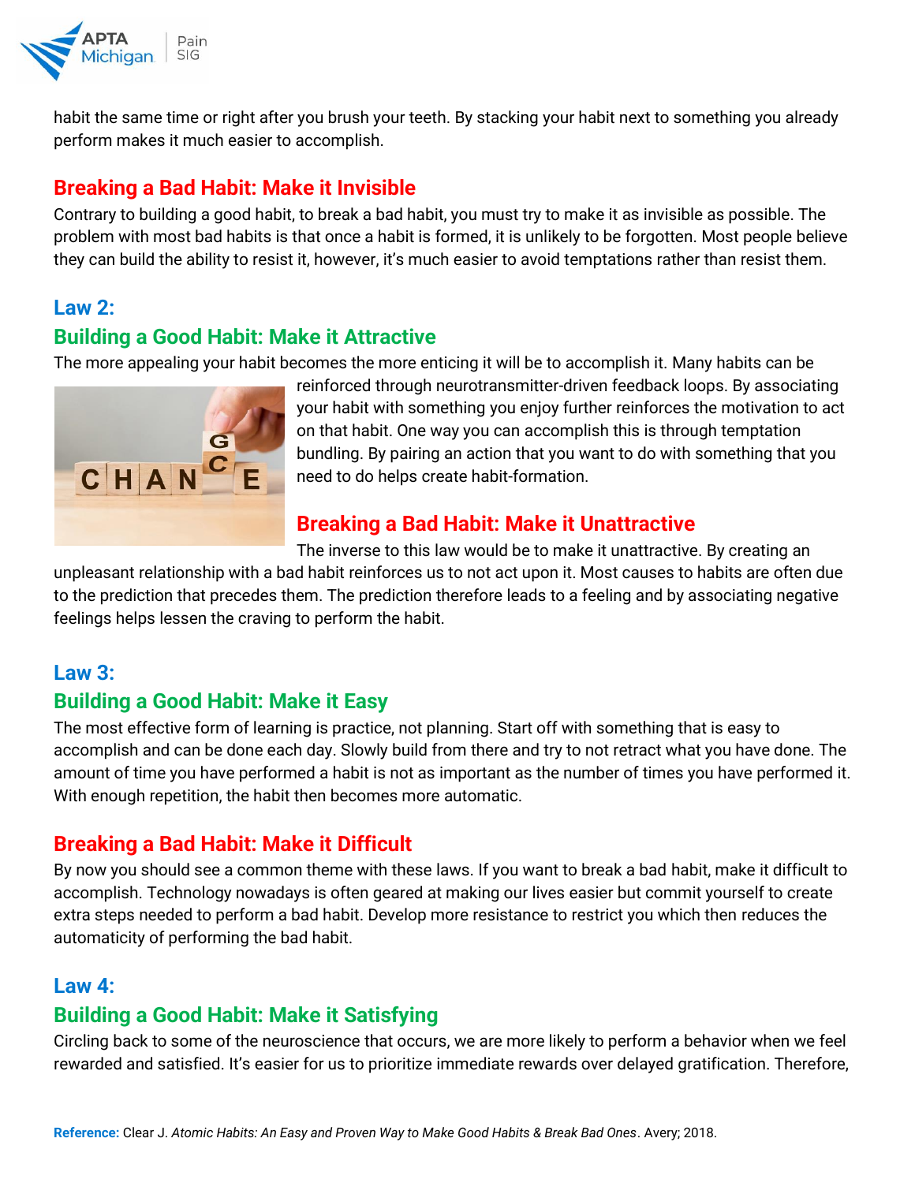habit the same time or right after you brush your teeth. By stacking your habit next to something you already perform makes it much easier to accomplish.

## Breaking a Bad Habit: Make it Invisible

Contrary to building a good habit, to break a bad habit, you must try to make it as invisible as possible. The problem with most bad habits is that once a habit is formed, it is unlikely to be forgotten. Most people believe they can build the ability to resist it, however, it's much easier to avoid temptations rather than resist them.

## Law 2:

## Building a Good Habit: Make it Attractive

The more appealing your habit becomes the more enticing it will be to accomplish it. Many habits can be reinforced through neurotransmitter-driven feedback loops. By associating your habit with something you enjoy further reinforces the motivation to act on that habit. One way you can accomplish this is through temptation bundling. By pairing an action that you want to do with something that you need to do helps create habit-formation.

## Breaking a Bad Habit: Make it Unattractive

The inverse to this law would be to make it unattractive. By creating an unpleasant relationship with a bad habit reinforces us to not act upon it. Most causes to habits are often due to the prediction that precedes them. The prediction therefore leads to a feeling and by associating negative feelings helps lessen the craving to perform the habit.

## Law 3:

## Building a Good Habit: Make it Easy

The most effective form of learning is practice, not planning. Start off with something that is easy to accomplish and can be done each day. Slowly build from there and try to not retract what you have done. The amount of time you have performed a habit is not as important as the number of times you have performed it. With enough repetition, the habit then becomes more automatic.

## Breaking a Bad Habit: Make it Difficult

By now you should see a common theme with these laws. If you want to break a bad habit, make it difficult to accomplish. Technology nowadays is often geared at making our lives easier but commit yourself to create extra steps needed to perform a bad habit. Develop more resistance to restrict you which then reduces the automaticity of performing the bad habit.

## Law 4:

## Building a Good Habit: Make it Satisfying

Circling back to some of the neuroscience that occurs, we are more likely to perform a behavior when we feel rewarded and satisfied. It's easier for us to prioritize immediate rewards over delayed gratification. Therefore,

**Reference:** Clear J. *Atomic Habits: An Easy and Proven Way to Make Good Habits & Break Bad Ones*. Avery; 2018.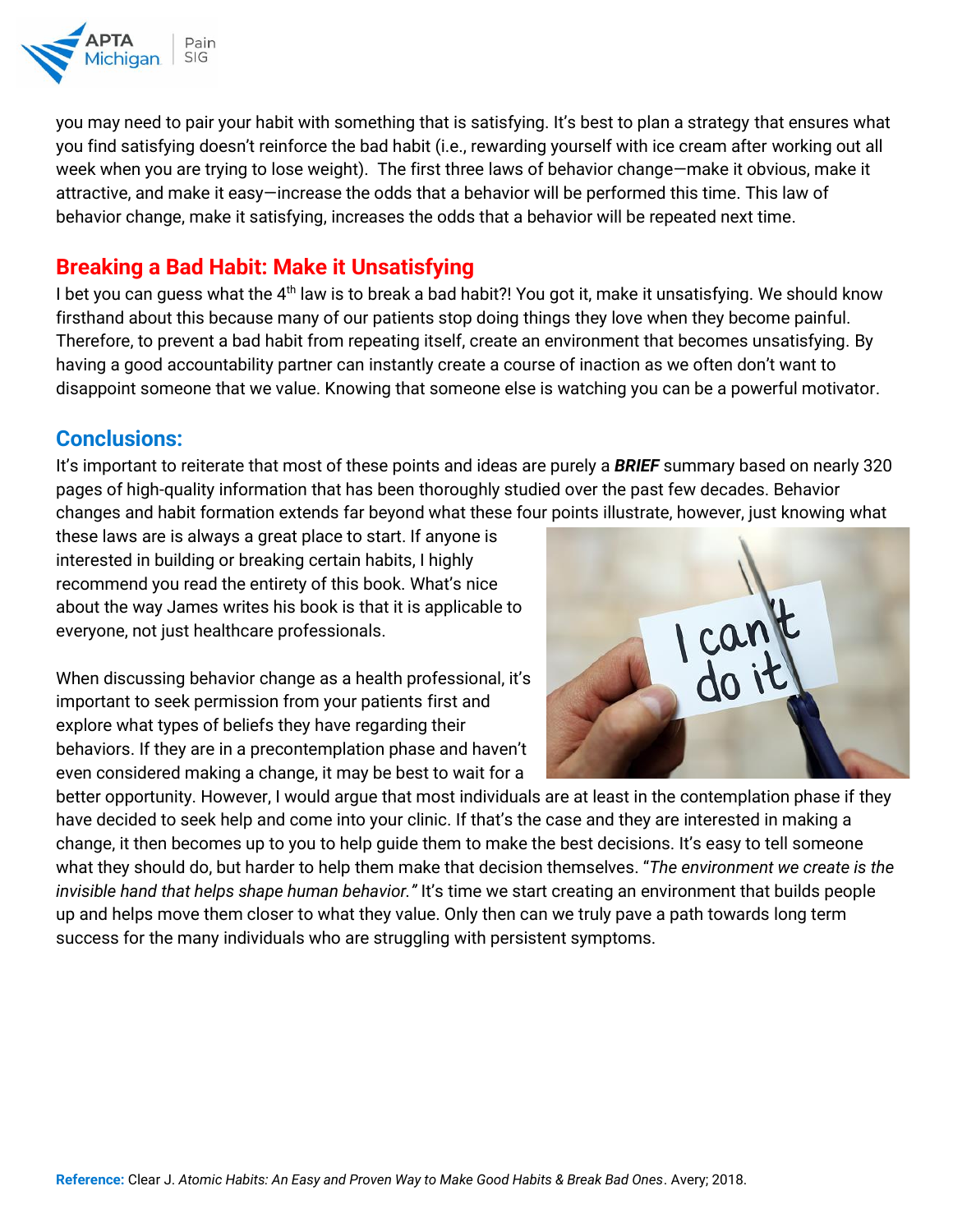you may need to pair your habit with something that is satisfying. It's best to plan a strategy that ensures what you find satisfying doesn't reinforce the bad habit (i.e., rewarding yourself with ice cream after working out all week when you are trying to lose weight). The first three laws of behavior change—make it obvious, make it attractive, and make it easy—increase the odds that a behavior will be performed this time. This law of behavior change, make it satisfying, increases the odds that a behavior will be repeated next time.

## Breaking a Bad Habit: Make it Unsatisfying

I bet you can guess what the 4th law is to break a bad habit?! You got it, make it unsatisfying. We should know firsthand about this because many of our patients stop doing things they love when they become painful. Therefore, to prevent a bad habit from repeating itself, create an environment that becomes unsatisfying. By having a good accountability partner can instantly create a course of inaction as we often don't want to disappoint someone that we value. Knowing that someone else is watching you can be a powerful motivator.

## Conclusions:

It's important to reiterate that most of these points and ideas are purely a ***BRIEF*** summary based on nearly 320 pages of high-quality information that has been thoroughly studied over the past few decades. Behavior changes and habit formation extends far beyond what these four points illustrate, however, just knowing what these laws are is always a great place to start. If anyone is interested in building or breaking certain habits, I highly recommend you read the entirety of this book. What's nice about the way James writes his book is that it is applicable to everyone, not just healthcare professionals.

When discussing behavior change as a health professional, it's important to seek permission from your patients first and explore what types of beliefs they have regarding their behaviors. If they are in a precontemplation phase and haven't even considered making a change, it may be best to wait for a better opportunity. However, I would argue that most individuals are at least in the contemplation phase if they have decided to seek help and come into your clinic. If that's the case and they are interested in making a change, it then becomes up to you to help guide them to make the best decisions. It's easy to tell someone what they should do, but harder to help them make that decision themselves. "*The environment we create is the invisible hand that helps shape human behavior.*" It's time we start creating an environment that builds people up and helps move them closer to what they value. Only then can we truly pave a path towards long term success for the many individuals who are struggling with persistent symptoms.

**Reference:** Clear J. *Atomic Habits: An Easy and Proven Way to Make Good Habits & Break Bad Ones*. Avery; 2018.